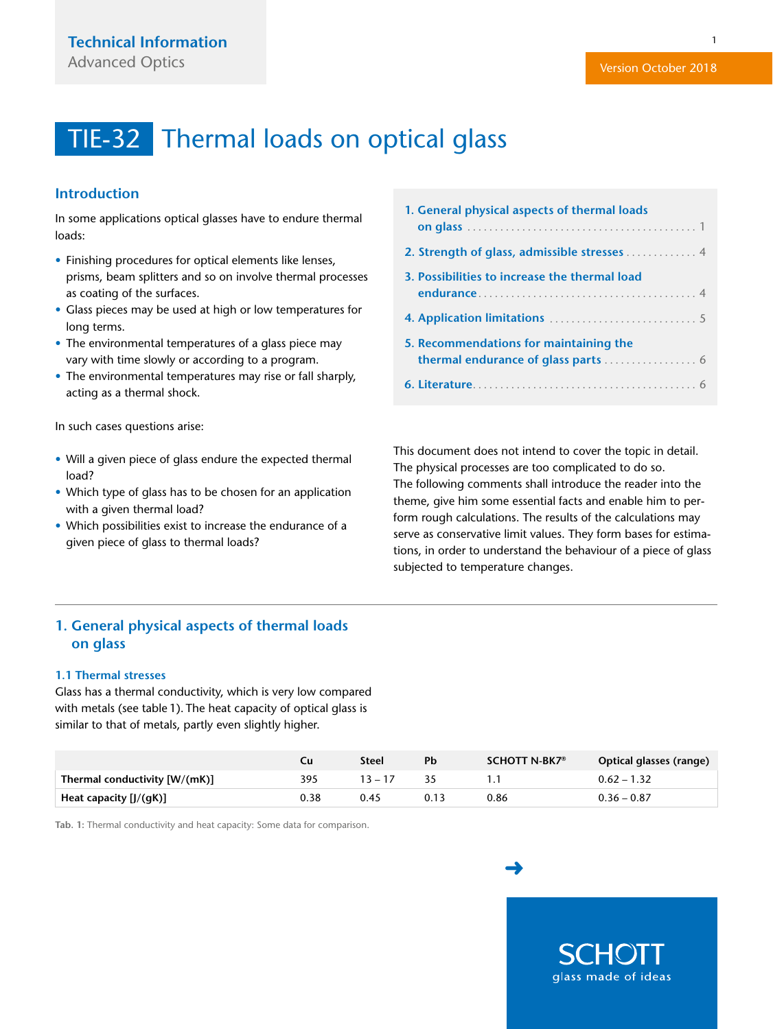Technical Information
Advanced Optics

Version October 2018

# TIE-32 Thermal loads on optical glass

## Introduction

In some applications optical glasses have to endure thermal loads:

- Finishing procedures for optical elements like lenses, prisms, beam splitters and so on involve thermal processes as coating of the surfaces.
- Glass pieces may be used at high or low temperatures for long terms.
- The environmental temperatures of a glass piece may vary with time slowly or according to a program.
- The environmental temperatures may rise or fall sharply, acting as a thermal shock.

In such cases questions arise:

- Will a given piece of glass endure the expected thermal load?
- Which type of glass has to be chosen for an application with a given thermal load?
- Which possibilities exist to increase the endurance of a given piece of glass to thermal loads?

1. General physical aspects of thermal loads on glass ........ 1
2. Strength of glass, admissible stresses ........ 4
3. Possibilities to increase the thermal load endurance ........ 4
4. Application limitations ........ 5
5. Recommendations for maintaining the thermal endurance of glass parts ........ 6
6. Literature ........ 6

This document does not intend to cover the topic in detail. The physical processes are too complicated to do so. The following comments shall introduce the reader into the theme, give him some essential facts and enable him to perform rough calculations. The results of the calculations may serve as conservative limit values. They form bases for estimations, in order to understand the behaviour of a piece of glass subjected to temperature changes.

## 1. General physical aspects of thermal loads on glass

### 1.1 Thermal stresses

Glass has a thermal conductivity, which is very low compared with metals (see table 1). The heat capacity of optical glass is similar to that of metals, partly even slightly higher.

| | Cu | Steel | Pb | SCHOTT N-BK7® | Optical glasses (range) |
|---|---|---|---|---|---|
| **Thermal conductivity [W/(mK)]** | 395 | 13 – 17 | 35 | 1.1 | 0.62 – 1.32 |
| **Heat capacity [J/(gK)]** | 0.38 | 0.45 | 0.13 | 0.86 | 0.36 – 0.87 |

**Tab. 1:** Thermal conductivity and heat capacity: Some data for comparison.

SCHOTT
glass made of ideas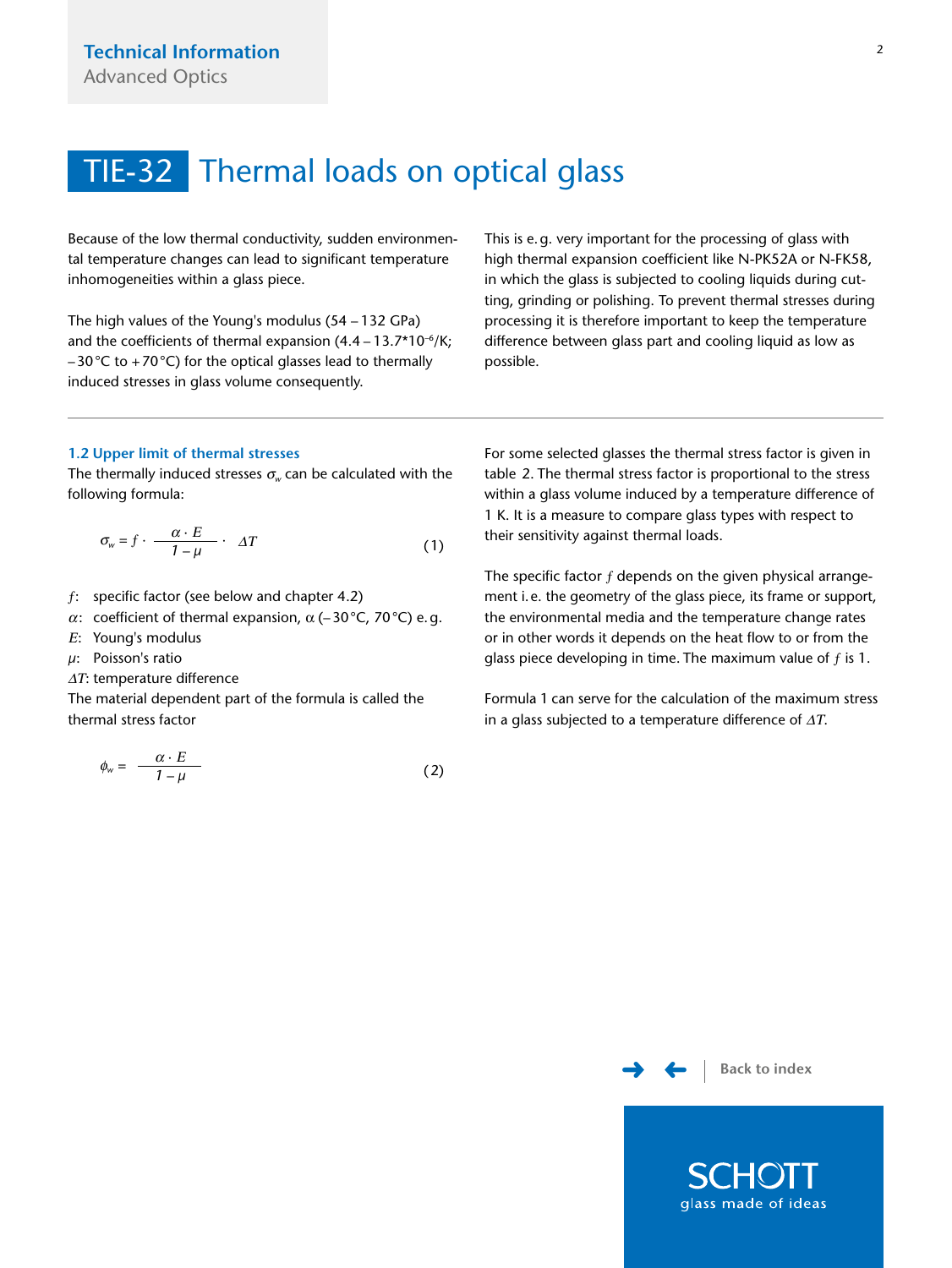# TIE-32 Thermal loads on optical glass

Because of the low thermal conductivity, sudden environmental temperature changes can lead to significant temperature inhomogeneities within a glass piece.

The high values of the Young's modulus (54 – 132 GPa) and the coefficients of thermal expansion ($4.4 – 13.7 \cdot 10^{-6}$/K; –30 °C to +70 °C) for the optical glasses lead to thermally induced stresses in glass volume consequently.

This is e. g. very important for the processing of glass with high thermal expansion coefficient like N-PK52A or N-FK58, in which the glass is subjected to cooling liquids during cutting, grinding or polishing. To prevent thermal stresses during processing it is therefore important to keep the temperature difference between glass part and cooling liquid as low as possible.

---

### 1.2 Upper limit of thermal stresses

The thermally induced stresses $\sigma_w$ can be calculated with the following formula:

$$\sigma_w = f \cdot \frac{\alpha \cdot E}{1 - \mu} \cdot \Delta T \qquad (1)$$

$f$: specific factor (see below and chapter 4.2)  
$\alpha$: coefficient of thermal expansion, $\alpha$ (–30 °C, 70 °C) e. g.  
$E$: Young's modulus  
$\mu$: Poisson's ratio  
$\Delta T$: temperature difference  
The material dependent part of the formula is called the thermal stress factor

$$\phi_w = \frac{\alpha \cdot E}{1 - \mu} \qquad (2)$$

For some selected glasses the thermal stress factor is given in table 2. The thermal stress factor is proportional to the stress within a glass volume induced by a temperature difference of 1 K. It is a measure to compare glass types with respect to their sensitivity against thermal loads.

The specific factor $f$ depends on the given physical arrangement i. e. the geometry of the glass piece, its frame or support, the environmental media and the temperature change rates or in other words it depends on the heat flow to or from the glass piece developing in time. The maximum value of $f$ is 1.

Formula 1 can serve for the calculation of the maximum stress in a glass subjected to a temperature difference of $\Delta T$.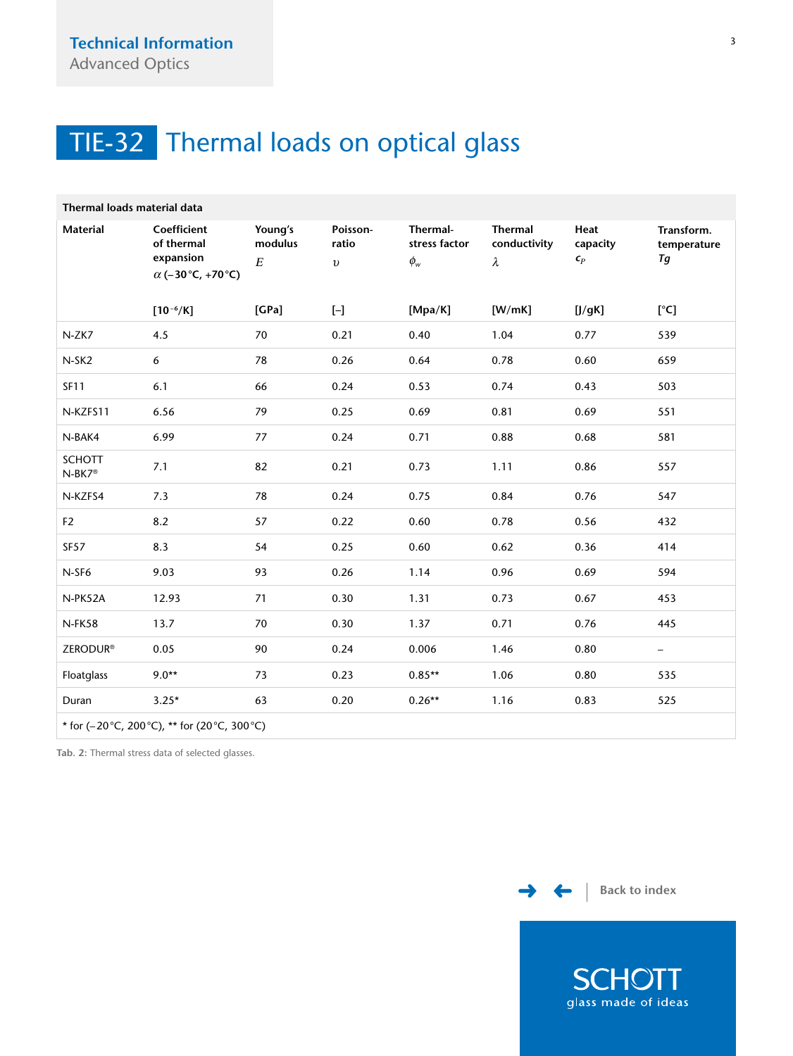# TIE-32 Thermal loads on optical glass

| Thermal loads material data | | | | | | | |
|---|---|---|---|---|---|---|---|
| Material | Coefficient of thermal expansion $\alpha$ (−30 °C, +70 °C) | Young's modulus $E$ | Poisson-ratio $\upsilon$ | Thermal-stress factor $\phi_w$ | Thermal conductivity $\lambda$ | Heat capacity $c_P$ | Transform. temperature $Tg$ |
| | [$10^{-6}$/K] | [GPa] | [–] | [Mpa/K] | [W/mK] | [J/gK] | [°C] |
| N-ZK7 | 4.5 | 70 | 0.21 | 0.40 | 1.04 | 0.77 | 539 |
| N-SK2 | 6 | 78 | 0.26 | 0.64 | 0.78 | 0.60 | 659 |
| SF11 | 6.1 | 66 | 0.24 | 0.53 | 0.74 | 0.43 | 503 |
| N-KZFS11 | 6.56 | 79 | 0.25 | 0.69 | 0.81 | 0.69 | 551 |
| N-BAK4 | 6.99 | 77 | 0.24 | 0.71 | 0.88 | 0.68 | 581 |
| SCHOTT N-BK7® | 7.1 | 82 | 0.21 | 0.73 | 1.11 | 0.86 | 557 |
| N-KZFS4 | 7.3 | 78 | 0.24 | 0.75 | 0.84 | 0.76 | 547 |
| F2 | 8.2 | 57 | 0.22 | 0.60 | 0.78 | 0.56 | 432 |
| SF57 | 8.3 | 54 | 0.25 | 0.60 | 0.62 | 0.36 | 414 |
| N-SF6 | 9.03 | 93 | 0.26 | 1.14 | 0.96 | 0.69 | 594 |
| N-PK52A | 12.93 | 71 | 0.30 | 1.31 | 0.73 | 0.67 | 453 |
| N-FK58 | 13.7 | 70 | 0.30 | 1.37 | 0.71 | 0.76 | 445 |
| ZERODUR® | 0.05 | 90 | 0.24 | 0.006 | 1.46 | 0.80 | – |
| Floatglass | 9.0** | 73 | 0.23 | 0.85** | 1.06 | 0.80 | 535 |
| Duran | 3.25* | 63 | 0.20 | 0.26** | 1.16 | 0.83 | 525 |

* for (−20 °C, 200 °C), ** for (20 °C, 300 °C)

**Tab. 2:** Thermal stress data of selected glasses.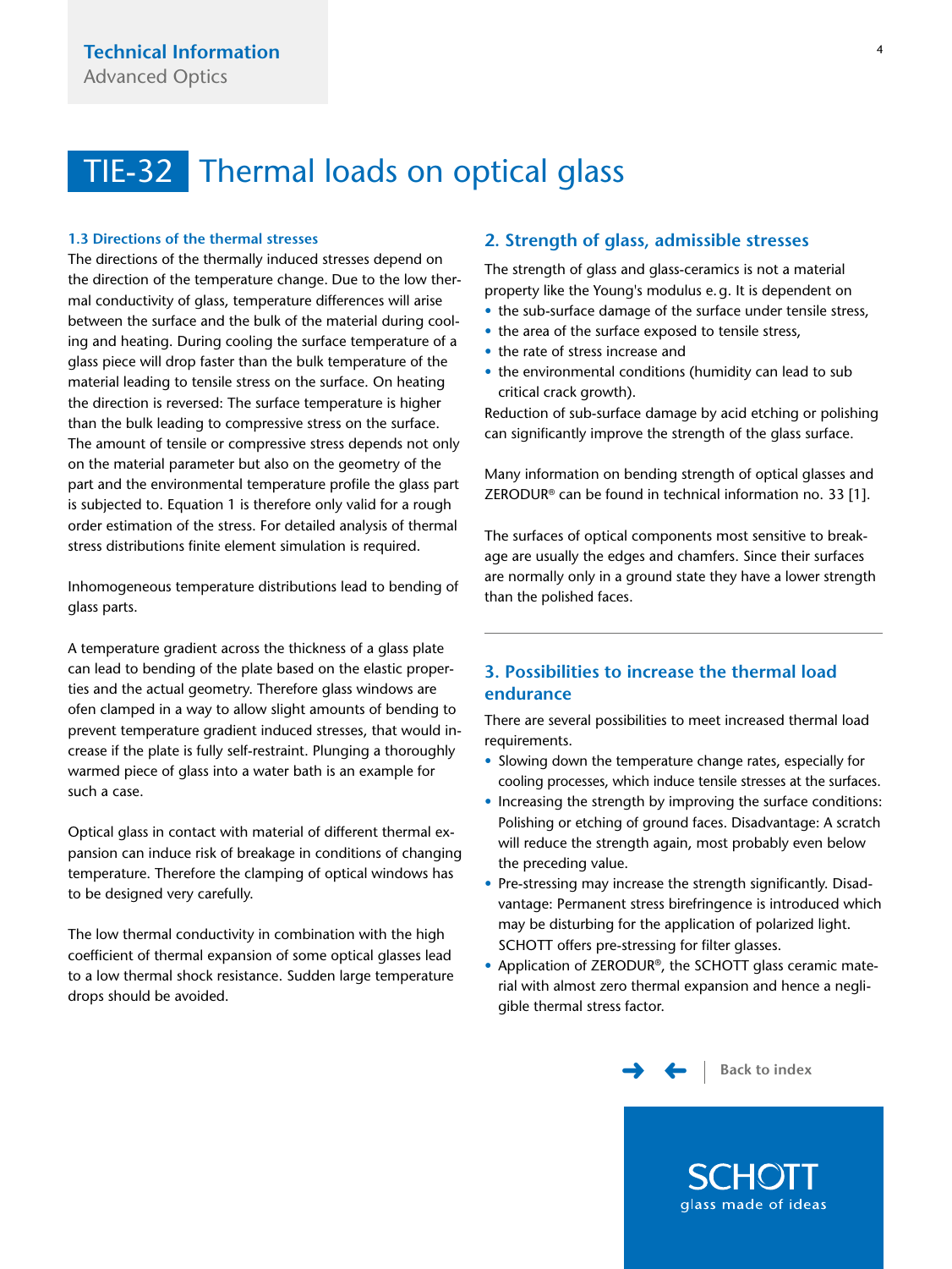# TIE-32 Thermal loads on optical glass

### 1.3 Directions of the thermal stresses

The directions of the thermally induced stresses depend on the direction of the temperature change. Due to the low thermal conductivity of glass, temperature differences will arise between the surface and the bulk of the material during cooling and heating. During cooling the surface temperature of a glass piece will drop faster than the bulk temperature of the material leading to tensile stress on the surface. On heating the direction is reversed: The surface temperature is higher than the bulk leading to compressive stress on the surface. The amount of tensile or compressive stress depends not only on the material parameter but also on the geometry of the part and the environmental temperature profile the glass part is subjected to. Equation 1 is therefore only valid for a rough order estimation of the stress. For detailed analysis of thermal stress distributions finite element simulation is required.

Inhomogeneous temperature distributions lead to bending of glass parts.

A temperature gradient across the thickness of a glass plate can lead to bending of the plate based on the elastic properties and the actual geometry. Therefore glass windows are ofen clamped in a way to allow slight amounts of bending to prevent temperature gradient induced stresses, that would increase if the plate is fully self-restraint. Plunging a thoroughly warmed piece of glass into a water bath is an example for such a case.

Optical glass in contact with material of different thermal expansion can induce risk of breakage in conditions of changing temperature. Therefore the clamping of optical windows has to be designed very carefully.

The low thermal conductivity in combination with the high coefficient of thermal expansion of some optical glasses lead to a low thermal shock resistance. Sudden large temperature drops should be avoided.

## 2. Strength of glass, admissible stresses

The strength of glass and glass-ceramics is not a material property like the Young's modulus e.g. It is dependent on

- the sub-surface damage of the surface under tensile stress,
- the area of the surface exposed to tensile stress,
- the rate of stress increase and
- the environmental conditions (humidity can lead to sub critical crack growth).

Reduction of sub-surface damage by acid etching or polishing can significantly improve the strength of the glass surface.

Many information on bending strength of optical glasses and ZERODUR® can be found in technical information no. 33 [1].

The surfaces of optical components most sensitive to breakage are usually the edges and chamfers. Since their surfaces are normally only in a ground state they have a lower strength than the polished faces.

## 3. Possibilities to increase the thermal load endurance

There are several possibilities to meet increased thermal load requirements.

- Slowing down the temperature change rates, especially for cooling processes, which induce tensile stresses at the surfaces.
- Increasing the strength by improving the surface conditions: Polishing or etching of ground faces. Disadvantage: A scratch will reduce the strength again, most probably even below the preceding value.
- Pre-stressing may increase the strength significantly. Disadvantage: Permanent stress birefringence is introduced which may be disturbing for the application of polarized light. SCHOTT offers pre-stressing for filter glasses.
- Application of ZERODUR®, the SCHOTT glass ceramic material with almost zero thermal expansion and hence a negligible thermal stress factor.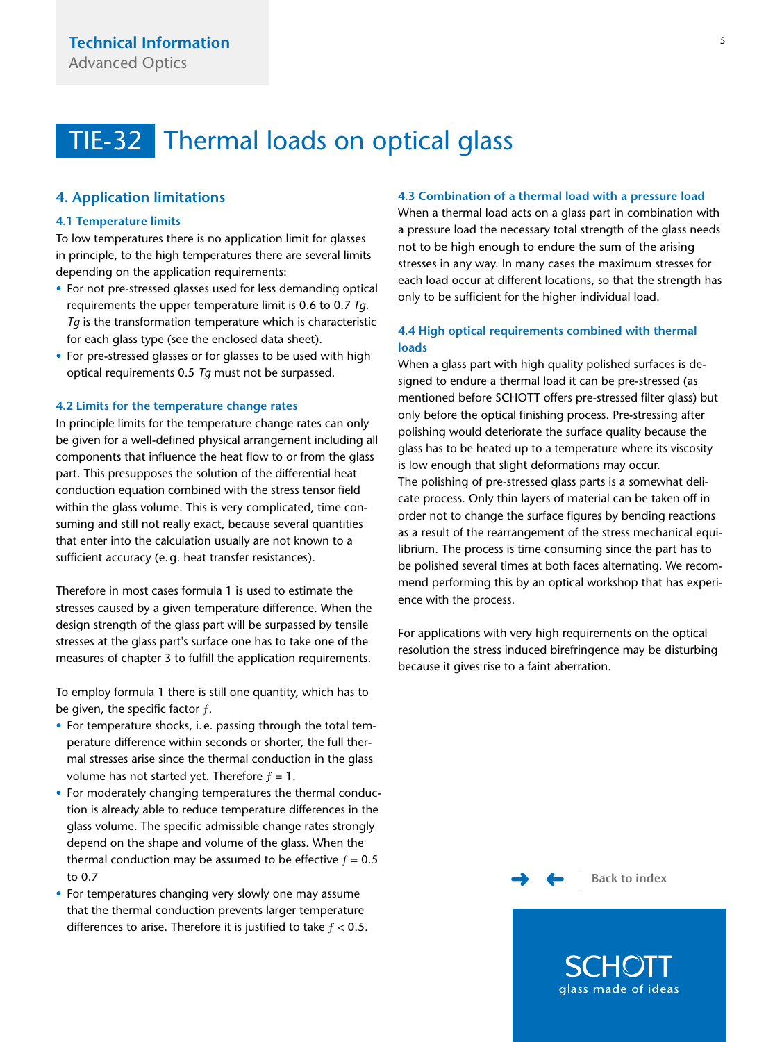# TIE-32 Thermal loads on optical glass

## 4. Application limitations

### 4.1 Temperature limits

To low temperatures there is no application limit for glasses in principle, to the high temperatures there are several limits depending on the application requirements:

- For not pre-stressed glasses used for less demanding optical requirements the upper temperature limit is 0.6 to 0.7 *Tg*. *Tg* is the transformation temperature which is characteristic for each glass type (see the enclosed data sheet).
- For pre-stressed glasses or for glasses to be used with high optical requirements 0.5 *Tg* must not be surpassed.

### 4.2 Limits for the temperature change rates

In principle limits for the temperature change rates can only be given for a well-defined physical arrangement including all components that influence the heat flow to or from the glass part. This presupposes the solution of the differential heat conduction equation combined with the stress tensor field within the glass volume. This is very complicated, time consuming and still not really exact, because several quantities that enter into the calculation usually are not known to a sufficient accuracy (e.g. heat transfer resistances).

Therefore in most cases formula 1 is used to estimate the stresses caused by a given temperature difference. When the design strength of the glass part will be surpassed by tensile stresses at the glass part's surface one has to take one of the measures of chapter 3 to fulfill the application requirements.

To employ formula 1 there is still one quantity, which has to be given, the specific factor $f$.

- For temperature shocks, i.e. passing through the total temperature difference within seconds or shorter, the full thermal stresses arise since the thermal conduction in the glass volume has not started yet. Therefore $f = 1$.
- For moderately changing temperatures the thermal conduction is already able to reduce temperature differences in the glass volume. The specific admissible change rates strongly depend on the shape and volume of the glass. When the thermal conduction may be assumed to be effective $f = 0.5$ to 0.7
- For temperatures changing very slowly one may assume that the thermal conduction prevents larger temperature differences to arise. Therefore it is justified to take $f < 0.5$.

### 4.3 Combination of a thermal load with a pressure load

When a thermal load acts on a glass part in combination with a pressure load the necessary total strength of the glass needs not to be high enough to endure the sum of the arising stresses in any way. In many cases the maximum stresses for each load occur at different locations, so that the strength has only to be sufficient for the higher individual load.

### 4.4 High optical requirements combined with thermal loads

When a glass part with high quality polished surfaces is designed to endure a thermal load it can be pre-stressed (as mentioned before SCHOTT offers pre-stressed filter glass) but only before the optical finishing process. Pre-stressing after polishing would deteriorate the surface quality because the glass has to be heated up to a temperature where its viscosity is low enough that slight deformations may occur.
The polishing of pre-stressed glass parts is a somewhat delicate process. Only thin layers of material can be taken off in order not to change the surface figures by bending reactions as a result of the rearrangement of the stress mechanical equilibrium. The process is time consuming since the part has to be polished several times at both faces alternating. We recommend performing this by an optical workshop that has experience with the process.

For applications with very high requirements on the optical resolution the stress induced birefringence may be disturbing because it gives rise to a faint aberration.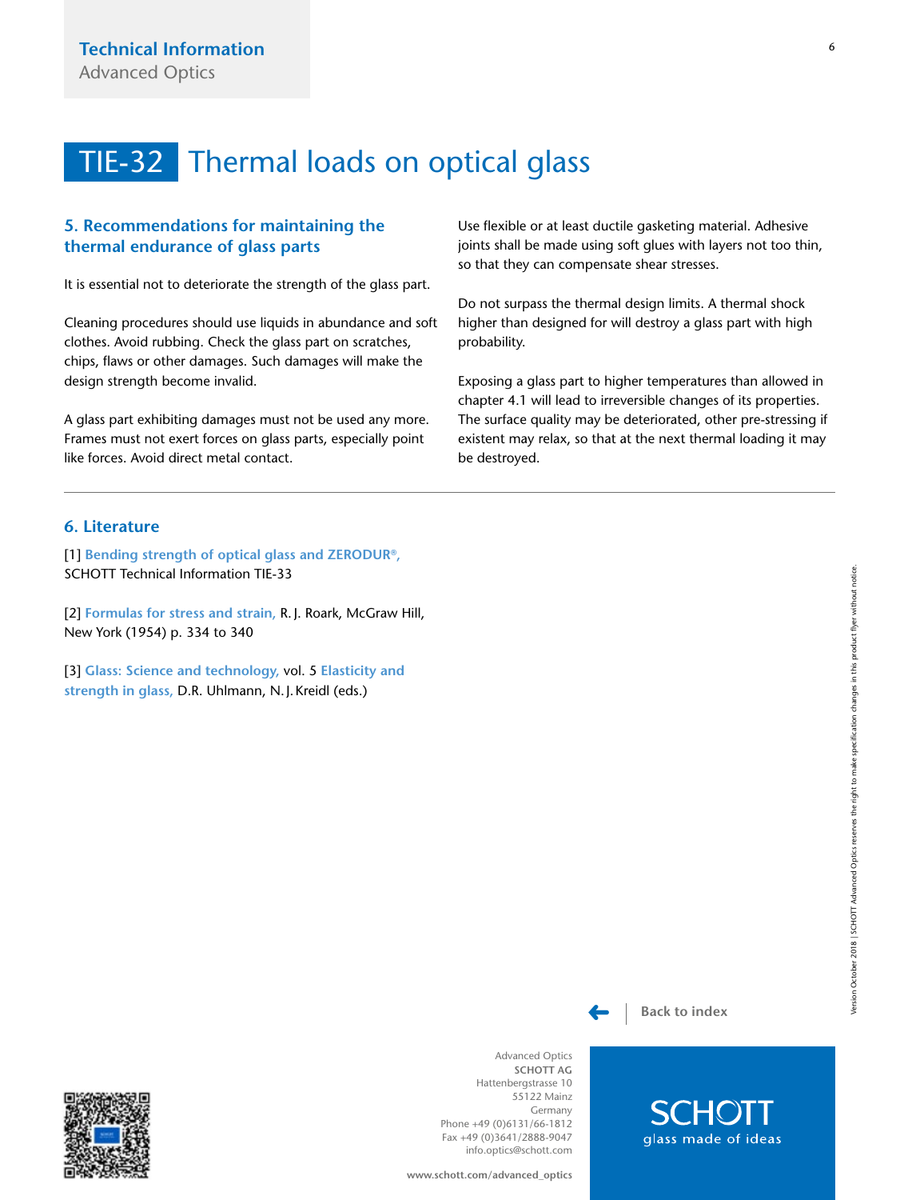# TIE-32 Thermal loads on optical glass

## 5. Recommendations for maintaining the thermal endurance of glass parts

It is essential not to deteriorate the strength of the glass part.

Cleaning procedures should use liquids in abundance and soft clothes. Avoid rubbing. Check the glass part on scratches, chips, flaws or other damages. Such damages will make the design strength become invalid.

A glass part exhibiting damages must not be used any more. Frames must not exert forces on glass parts, especially point like forces. Avoid direct metal contact.

Use flexible or at least ductile gasketing material. Adhesive joints shall be made using soft glues with layers not too thin, so that they can compensate shear stresses.

Do not surpass the thermal design limits. A thermal shock higher than designed for will destroy a glass part with high probability.

Exposing a glass part to higher temperatures than allowed in chapter 4.1 will lead to irreversible changes of its properties. The surface quality may be deteriorated, other pre-stressing if existent may relax, so that at the next thermal loading it may be destroyed.

## 6. Literature

[1] Bending strength of optical glass and ZERODUR®, SCHOTT Technical Information TIE-33

[2] Formulas for stress and strain, R. J. Roark, McGraw Hill, New York (1954) p. 334 to 340

[3] Glass: Science and technology, vol. 5 Elasticity and strength in glass, D.R. Uhlmann, N. J. Kreidl (eds.)

Back to index

Advanced Optics
**SCHOTT AG**
Hattenbergstrasse 10
55122 Mainz
Germany
Phone +49 (0)6131/66-1812
Fax +49 (0)3641/2888-9047
info.optics@schott.com

www.schott.com/advanced_optics

SCHOTT
glass made of ideas

Version October 2018 | SCHOTT Advanced Optics reserves the right to make specification changes in this product flyer without notice.